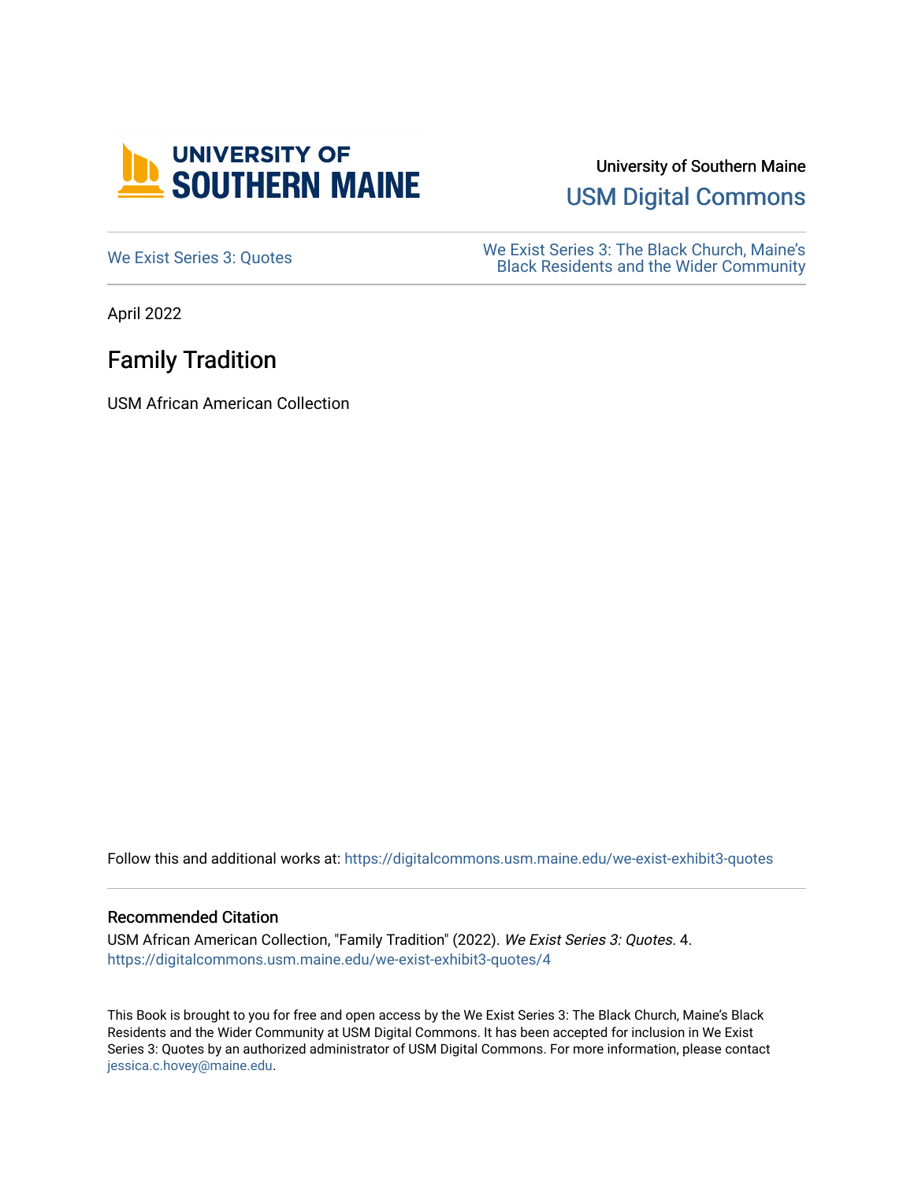University of Southern Maine

USM Digital Commons

We Exist Series 3: Quotes

We Exist Series 3: The Black Church, Maine's Black Residents and the Wider Community

April 2022

# Family Tradition

USM African American Collection

Follow this and additional works at: https://digitalcommons.usm.maine.edu/we-exist-exhibit3-quotes

## Recommended Citation

USM African American Collection, "Family Tradition" (2022). *We Exist Series 3: Quotes*. 4.
https://digitalcommons.usm.maine.edu/we-exist-exhibit3-quotes/4

This Book is brought to you for free and open access by the We Exist Series 3: The Black Church, Maine's Black Residents and the Wider Community at USM Digital Commons. It has been accepted for inclusion in We Exist Series 3: Quotes by an authorized administrator of USM Digital Commons. For more information, please contact jessica.c.hovey@maine.edu.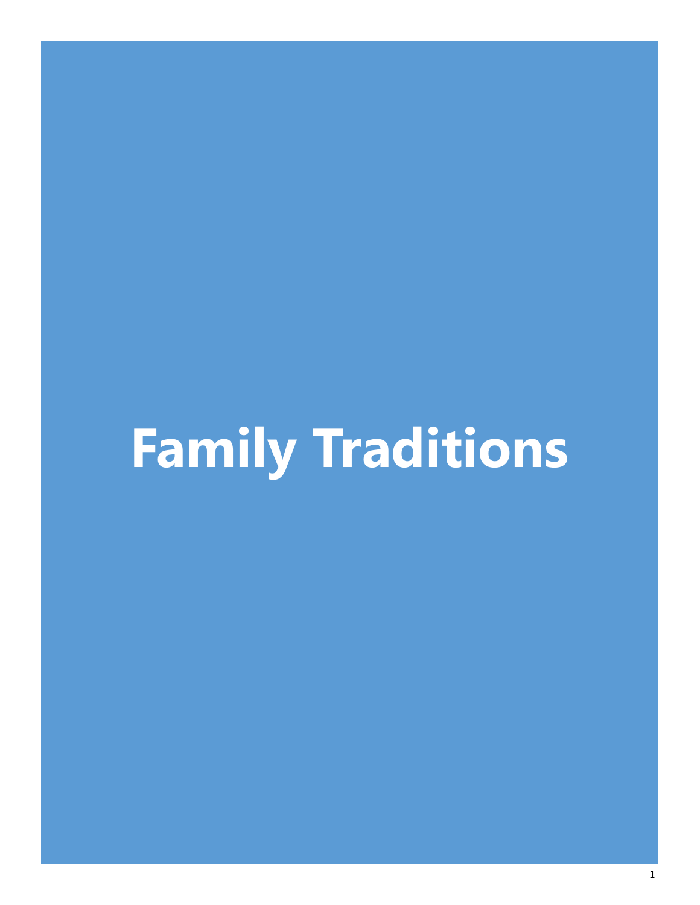# Family Traditions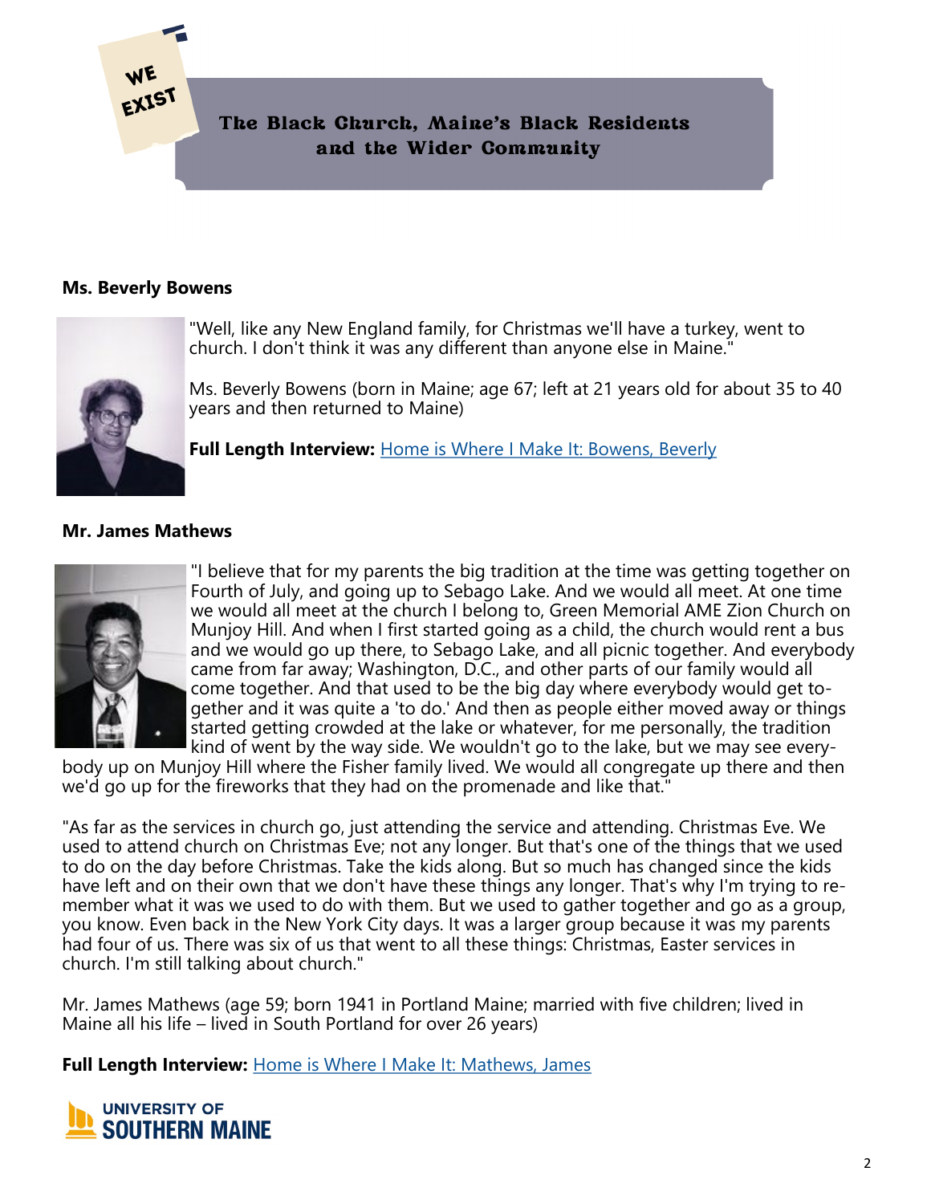WE EXIST

## The Black Church, Maine's Black Residents and the Wider Community

**Ms. Beverly Bowens**

"Well, like any New England family, for Christmas we'll have a turkey, went to church. I don't think it was any different than anyone else in Maine."

Ms. Beverly Bowens (born in Maine; age 67; left at 21 years old for about 35 to 40 years and then returned to Maine)

**Full Length Interview:** Home is Where I Make It: Bowens, Beverly

**Mr. James Mathews**

"I believe that for my parents the big tradition at the time was getting together on Fourth of July, and going up to Sebago Lake. And we would all meet. At one time we would all meet at the church I belong to, Green Memorial AME Zion Church on Munjoy Hill. And when I first started going as a child, the church would rent a bus and we would go up there, to Sebago Lake, and all picnic together. And everybody came from far away; Washington, D.C., and other parts of our family would all come together. And that used to be the big day where everybody would get together and it was quite a 'to do.' And then as people either moved away or things started getting crowded at the lake or whatever, for me personally, the tradition kind of went by the way side. We wouldn't go to the lake, but we may see everybody up on Munjoy Hill where the Fisher family lived. We would all congregate up there and then we'd go up for the fireworks that they had on the promenade and like that."

"As far as the services in church go, just attending the service and attending. Christmas Eve. We used to attend church on Christmas Eve; not any longer. But that's one of the things that we used to do on the day before Christmas. Take the kids along. But so much has changed since the kids have left and on their own that we don't have these things any longer. That's why I'm trying to remember what it was we used to do with them. But we used to gather together and go as a group, you know. Even back in the New York City days. It was a larger group because it was my parents had four of us. There was six of us that went to all these things: Christmas, Easter services in church. I'm still talking about church."

Mr. James Mathews (age 59; born 1941 in Portland Maine; married with five children; lived in Maine all his life – lived in South Portland for over 26 years)

**Full Length Interview:** Home is Where I Make It: Mathews, James

UNIVERSITY OF SOUTHERN MAINE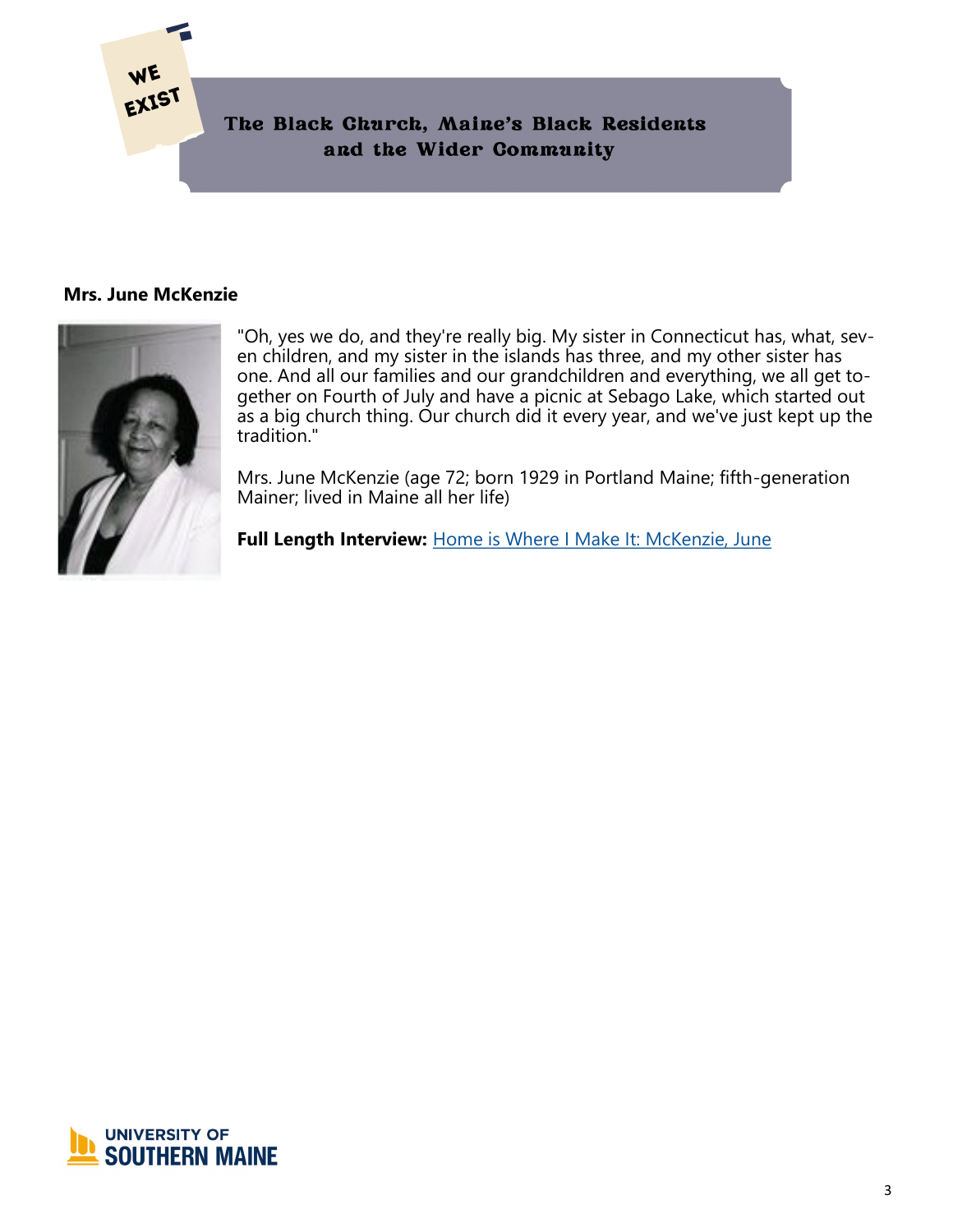WE EXIST

# The Black Church, Maine's Black Residents and the Wider Community

**Mrs. June McKenzie**

"Oh, yes we do, and they're really big. My sister in Connecticut has, what, seven children, and my sister in the islands has three, and my other sister has one. And all our families and our grandchildren and everything, we all get together on Fourth of July and have a picnic at Sebago Lake, which started out as a big church thing. Our church did it every year, and we've just kept up the tradition."

Mrs. June McKenzie (age 72; born 1929 in Portland Maine; fifth-generation Mainer; lived in Maine all her life)

**Full Length Interview:** Home is Where I Make It: McKenzie, June

UNIVERSITY OF SOUTHERN MAINE